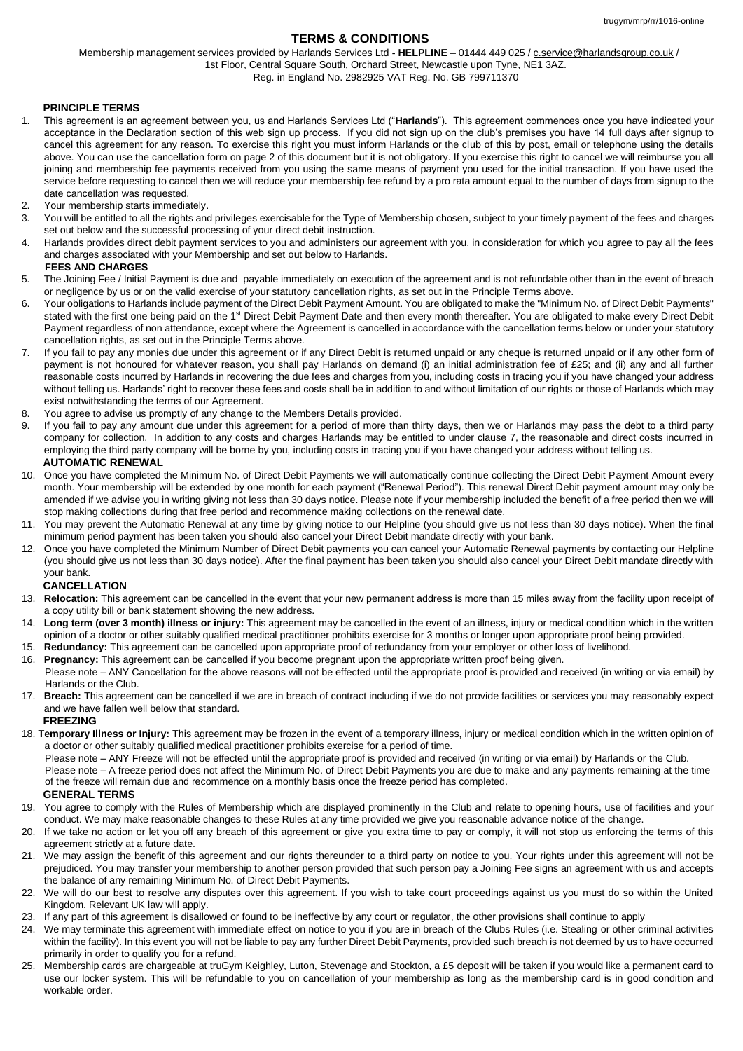trugym/mrp/rr/1016-online

# TERMS & CONDITIONS

Membership management services provided by Harlands Services Ltd **- HELPLINE** – 01444 449 025 / c.service@harlandsgroup.co.uk /
1st Floor, Central Square South, Orchard Street, Newcastle upon Tyne, NE1 3AZ.
Reg. in England No. 2982925 VAT Reg. No. GB 799711370

## PRINCIPLE TERMS

1. This agreement is an agreement between you, us and Harlands Services Ltd ("**Harlands**"). This agreement commences once you have indicated your acceptance in the Declaration section of this web sign up process. If you did not sign up on the club's premises you have 14 full days after signup to cancel this agreement for any reason. To exercise this right you must inform Harlands or the club of this by post, email or telephone using the details above. You can use the cancellation form on page 2 of this document but it is not obligatory. If you exercise this right to cancel we will reimburse you all joining and membership fee payments received from you using the same means of payment you used for the initial transaction. If you have used the service before requesting to cancel then we will reduce your membership fee refund by a pro rata amount equal to the number of days from signup to the date cancellation was requested.
2. Your membership starts immediately.
3. You will be entitled to all the rights and privileges exercisable for the Type of Membership chosen, subject to your timely payment of the fees and charges set out below and the successful processing of your direct debit instruction.
4. Harlands provides direct debit payment services to you and administers our agreement with you, in consideration for which you agree to pay all the fees and charges associated with your Membership and set out below to Harlands.

## FEES AND CHARGES

5. The Joining Fee / Initial Payment is due and payable immediately on execution of the agreement and is not refundable other than in the event of breach or negligence by us or on the valid exercise of your statutory cancellation rights, as set out in the Principle Terms above.
6. Your obligations to Harlands include payment of the Direct Debit Payment Amount. You are obligated to make the "Minimum No. of Direct Debit Payments" stated with the first one being paid on the 1st Direct Debit Payment Date and then every month thereafter. You are obligated to make every Direct Debit Payment regardless of non attendance, except where the Agreement is cancelled in accordance with the cancellation terms below or under your statutory cancellation rights, as set out in the Principle Terms above.
7. If you fail to pay any monies due under this agreement or if any Direct Debit is returned unpaid or any cheque is returned unpaid or if any other form of payment is not honoured for whatever reason, you shall pay Harlands on demand (i) an initial administration fee of £25; and (ii) any and all further reasonable costs incurred by Harlands in recovering the due fees and charges from you, including costs in tracing you if you have changed your address without telling us. Harlands' right to recover these fees and costs shall be in addition to and without limitation of our rights or those of Harlands which may exist notwithstanding the terms of our Agreement.
8. You agree to advise us promptly of any change to the Members Details provided.
9. If you fail to pay any amount due under this agreement for a period of more than thirty days, then we or Harlands may pass the debt to a third party company for collection. In addition to any costs and charges Harlands may be entitled to under clause 7, the reasonable and direct costs incurred in employing the third party company will be borne by you, including costs in tracing you if you have changed your address without telling us.

## AUTOMATIC RENEWAL

10. Once you have completed the Minimum No. of Direct Debit Payments we will automatically continue collecting the Direct Debit Payment Amount every month. Your membership will be extended by one month for each payment ("Renewal Period"). This renewal Direct Debit payment amount may only be amended if we advise you in writing giving not less than 30 days notice. Please note if your membership included the benefit of a free period then we will stop making collections during that free period and recommence making collections on the renewal date.
11. You may prevent the Automatic Renewal at any time by giving notice to our Helpline (you should give us not less than 30 days notice). When the final minimum period payment has been taken you should also cancel your Direct Debit mandate directly with your bank.
12. Once you have completed the Minimum Number of Direct Debit payments you can cancel your Automatic Renewal payments by contacting our Helpline (you should give us not less than 30 days notice). After the final payment has been taken you should also cancel your Direct Debit mandate directly with your bank.

## CANCELLATION

13. **Relocation:** This agreement can be cancelled in the event that your new permanent address is more than 15 miles away from the facility upon receipt of a copy utility bill or bank statement showing the new address.
14. **Long term (over 3 month) illness or injury:** This agreement may be cancelled in the event of an illness, injury or medical condition which in the written opinion of a doctor or other suitably qualified medical practitioner prohibits exercise for 3 months or longer upon appropriate proof being provided.
15. **Redundancy:** This agreement can be cancelled upon appropriate proof of redundancy from your employer or other loss of livelihood.
16. **Pregnancy:** This agreement can be cancelled if you become pregnant upon the appropriate written proof being given.
    Please note – ANY Cancellation for the above reasons will not be effected until the appropriate proof is provided and received (in writing or via email) by Harlands or the Club.
17. **Breach:** This agreement can be cancelled if we are in breach of contract including if we do not provide facilities or services you may reasonably expect and we have fallen well below that standard.

## FREEZING

18. **Temporary Illness or Injury:** This agreement may be frozen in the event of a temporary illness, injury or medical condition which in the written opinion of a doctor or other suitably qualified medical practitioner prohibits exercise for a period of time.
    Please note – ANY Freeze will not be effected until the appropriate proof is provided and received (in writing or via email) by Harlands or the Club.
    Please note – A freeze period does not affect the Minimum No. of Direct Debit Payments you are due to make and any payments remaining at the time of the freeze will remain due and recommence on a monthly basis once the freeze period has completed.

## GENERAL TERMS

19. You agree to comply with the Rules of Membership which are displayed prominently in the Club and relate to opening hours, use of facilities and your conduct. We may make reasonable changes to these Rules at any time provided we give you reasonable advance notice of the change.
20. If we take no action or let you off any breach of this agreement or give you extra time to pay or comply, it will not stop us enforcing the terms of this agreement strictly at a future date.
21. We may assign the benefit of this agreement and our rights thereunder to a third party on notice to you. Your rights under this agreement will not be prejudiced. You may transfer your membership to another person provided that such person pay a Joining Fee signs an agreement with us and accepts the balance of any remaining Minimum No. of Direct Debit Payments.
22. We will do our best to resolve any disputes over this agreement. If you wish to take court proceedings against us you must do so within the United Kingdom. Relevant UK law will apply.
23. If any part of this agreement is disallowed or found to be ineffective by any court or regulator, the other provisions shall continue to apply
24. We may terminate this agreement with immediate effect on notice to you if you are in breach of the Clubs Rules (i.e. Stealing or other criminal activities within the facility). In this event you will not be liable to pay any further Direct Debit Payments, provided such breach is not deemed by us to have occurred primarily in order to qualify you for a refund.
25. Membership cards are chargeable at truGym Keighley, Luton, Stevenage and Stockton, a £5 deposit will be taken if you would like a permanent card to use our locker system. This will be refundable to you on cancellation of your membership as long as the membership card is in good condition and workable order.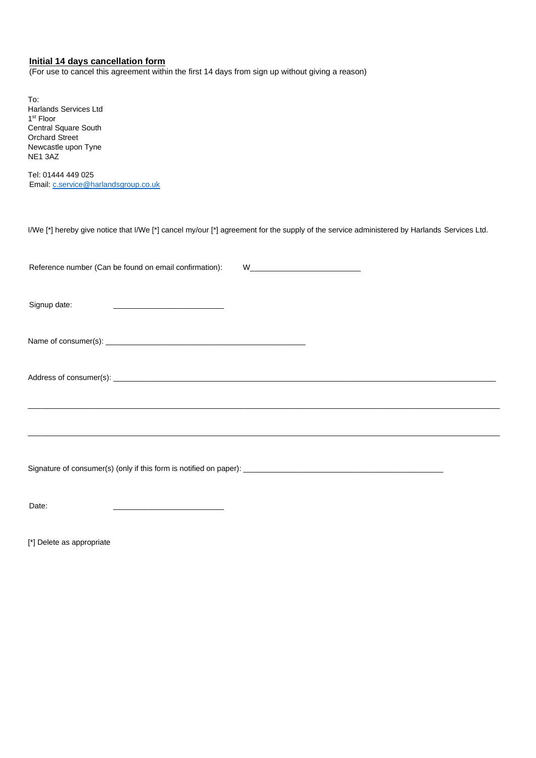**Initial 14 days cancellation form**

(For use to cancel this agreement within the first 14 days from sign up without giving a reason)

To:
Harlands Services Ltd
1st Floor
Central Square South
Orchard Street
Newcastle upon Tyne
NE1 3AZ

Tel: 01444 449 025
Email: c.service@harlandsgroup.co.uk

I/We [*] hereby give notice that I/We [*] cancel my/our [*] agreement for the supply of the service administered by Harlands Services Ltd.

Reference number (Can be found on email confirmation): W________________________

Signup date: ________________________

Name of consumer(s): ______________________________________________

Address of consumer(s): ______________________________________________________________________________________

______________________________________________________________________________________________________

______________________________________________________________________________________________________

Signature of consumer(s) (only if this form is notified on paper): ______________________________________________

Date: ________________________

[*] Delete as appropriate